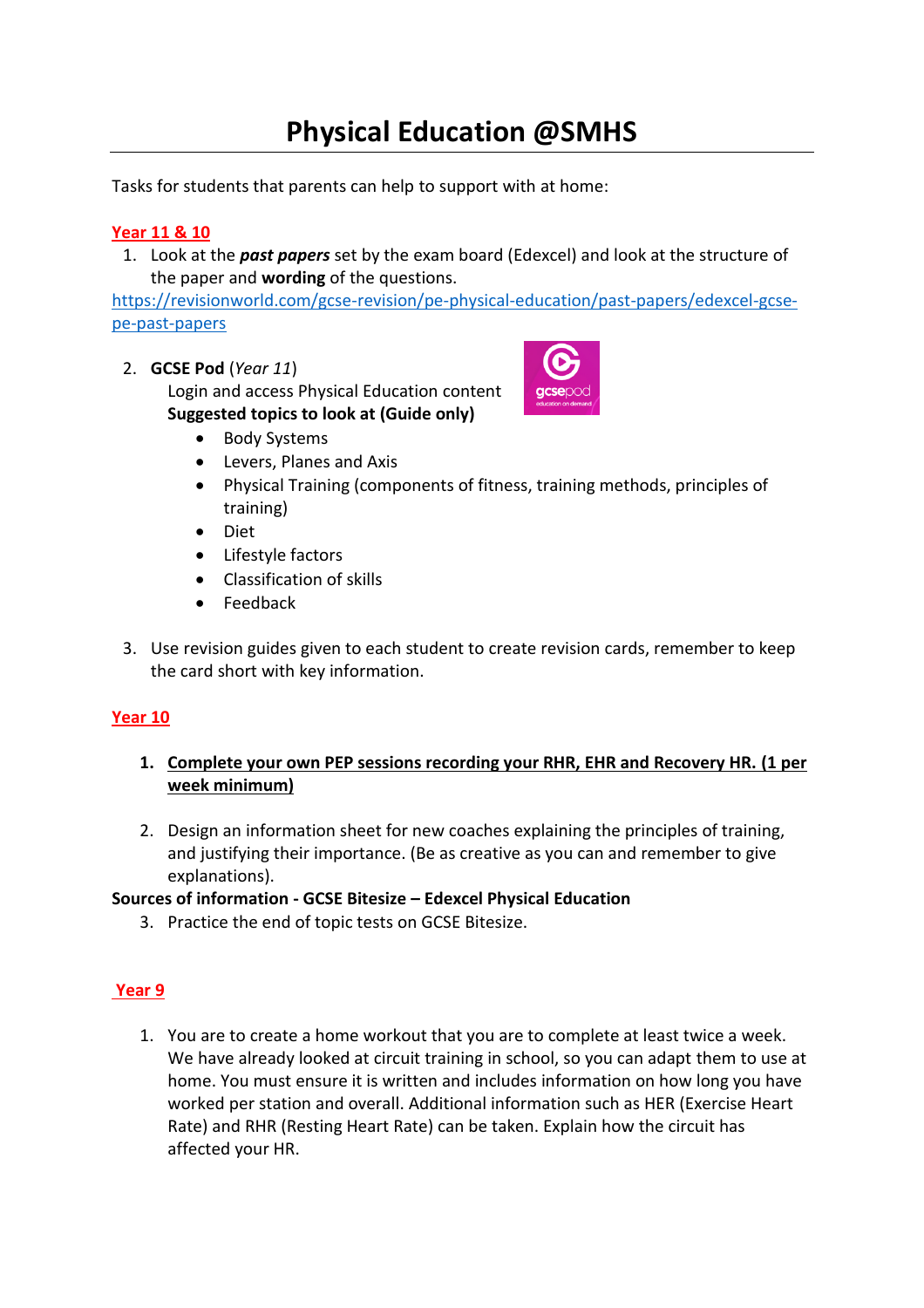# Physical Education @SMHS

Tasks for students that parents can help to support with at home:

## Year 11 & 10

1. Look at the ***past papers*** set by the exam board (Edexcel) and look at the structure of the paper and **wording** of the questions.

https://revisionworld.com/gcse-revision/pe-physical-education/past-papers/edexcel-gcse-pe-past-papers

2. **GCSE Pod** (*Year 11*)
   Login and access Physical Education content
   **Suggested topics to look at (Guide only)**
   - Body Systems
   - Levers, Planes and Axis
   - Physical Training (components of fitness, training methods, principles of training)
   - Diet
   - Lifestyle factors
   - Classification of skills
   - Feedback

3. Use revision guides given to each student to create revision cards, remember to keep the card short with key information.

## Year 10

1. **Complete your own PEP sessions recording your RHR, EHR and Recovery HR. (1 per week minimum)**

2. Design an information sheet for new coaches explaining the principles of training, and justifying their importance. (Be as creative as you can and remember to give explanations).

**Sources of information - GCSE Bitesize – Edexcel Physical Education**

3. Practice the end of topic tests on GCSE Bitesize.

## Year 9

1. You are to create a home workout that you are to complete at least twice a week. We have already looked at circuit training in school, so you can adapt them to use at home. You must ensure it is written and includes information on how long you have worked per station and overall. Additional information such as HER (Exercise Heart Rate) and RHR (Resting Heart Rate) can be taken. Explain how the circuit has affected your HR.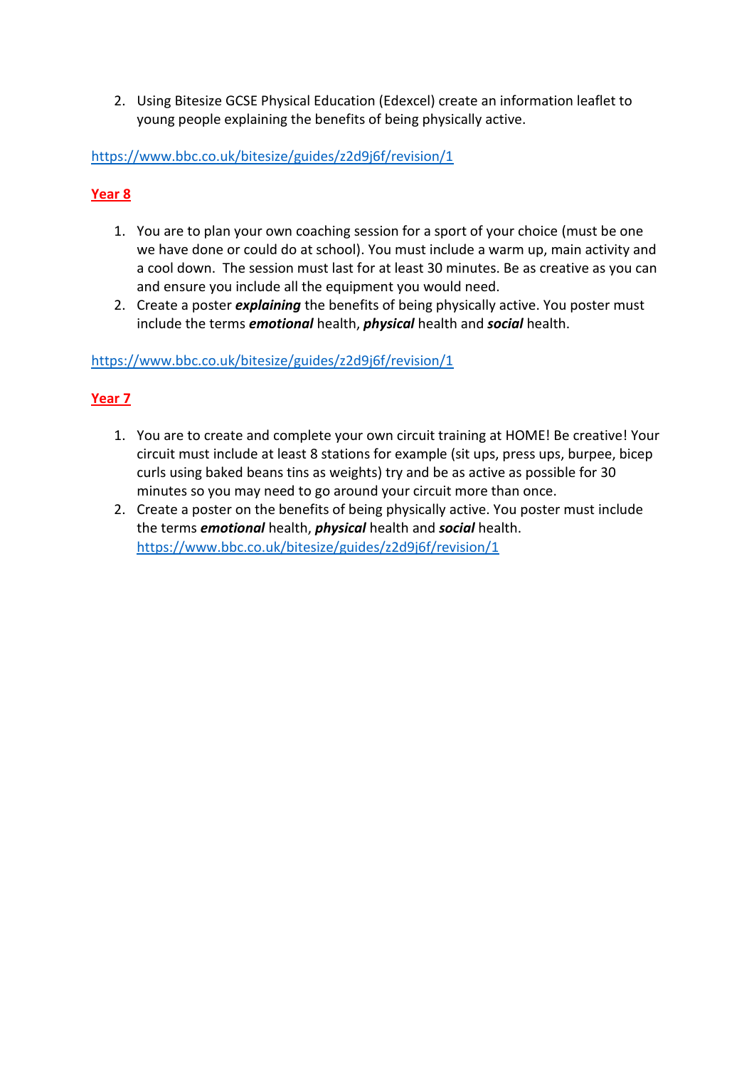2. Using Bitesize GCSE Physical Education (Edexcel) create an information leaflet to young people explaining the benefits of being physically active.

https://www.bbc.co.uk/bitesize/guides/z2d9j6f/revision/1

## Year 8

1. You are to plan your own coaching session for a sport of your choice (must be one we have done or could do at school). You must include a warm up, main activity and a cool down. The session must last for at least 30 minutes. Be as creative as you can and ensure you include all the equipment you would need.
2. Create a poster ***explaining*** the benefits of being physically active. You poster must include the terms ***emotional*** health, ***physical*** health and ***social*** health.

https://www.bbc.co.uk/bitesize/guides/z2d9j6f/revision/1

## Year 7

1. You are to create and complete your own circuit training at HOME! Be creative! Your circuit must include at least 8 stations for example (sit ups, press ups, burpee, bicep curls using baked beans tins as weights) try and be as active as possible for 30 minutes so you may need to go around your circuit more than once.
2. Create a poster on the benefits of being physically active. You poster must include the terms ***emotional*** health, ***physical*** health and ***social*** health.
   https://www.bbc.co.uk/bitesize/guides/z2d9j6f/revision/1